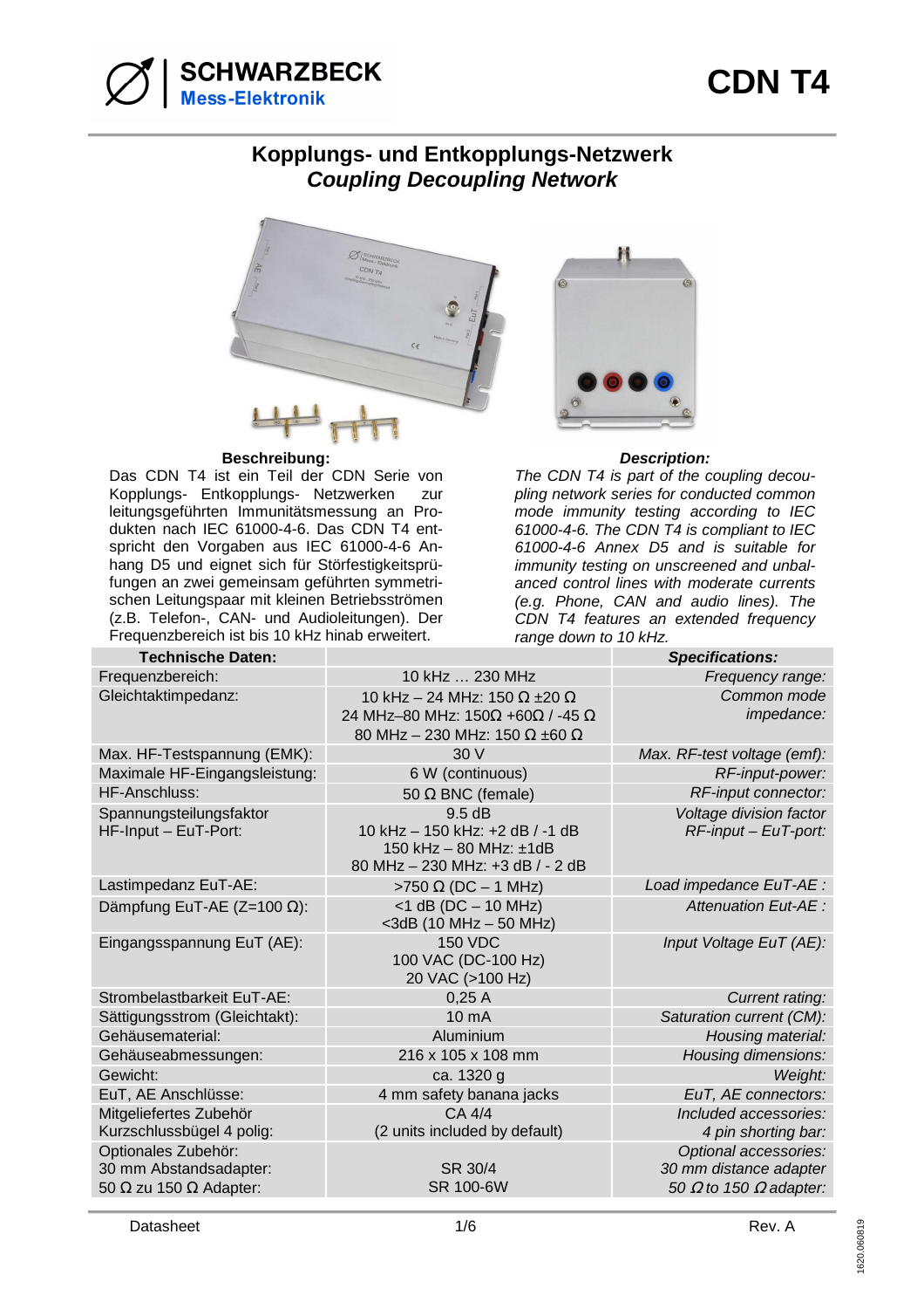SCHWARZBECK
Mess-Elektronik

# CDN T4

## Kopplungs- und Entkopplungs-Netzwerk
## *Coupling Decoupling Network*

**Beschreibung:**
Das CDN T4 ist ein Teil der CDN Serie von Kopplungs- Entkopplungs- Netzwerken zur leitungsgeführten Immunitätsmessung an Produkten nach IEC 61000-4-6. Das CDN T4 entspricht den Vorgaben aus IEC 61000-4-6 Anhang D5 und eignet sich für Störfestigkeitsprüfungen an zwei gemeinsam geführten symmetrischen Leitungspaar mit kleinen Betriebsströmen (z.B. Telefon-, CAN- und Audioleitungen). Der Frequenzbereich ist bis 10 kHz hinab erweitert.

***Description:***
*The CDN T4 is part of the coupling decoupling network series for conducted common mode immunity testing according to IEC 61000-4-6. The CDN T4 is compliant to IEC 61000-4-6 Annex D5 and is suitable for immunity testing on unscreened and unbalanced control lines with moderate currents (e.g. Phone, CAN and audio lines). The CDN T4 features an extended frequency range down to 10 kHz.*

| **Technische Daten:** | | ***Specifications:*** |
|---|---|---|
| Frequenzbereich: | 10 kHz … 230 MHz | *Frequency range:* |
| Gleichtaktimpedanz: | 10 kHz – 24 MHz: 150 Ω ±20 Ω<br>24 MHz–80 MHz: 150Ω +60Ω / -45 Ω<br>80 MHz – 230 MHz: 150 Ω ±60 Ω | *Common mode impedance:* |
| Max. HF-Testspannung (EMK): | 30 V | *Max. RF-test voltage (emf):* |
| Maximale HF-Eingangsleistung: | 6 W (continuous) | *RF-input-power:* |
| HF-Anschluss: | 50 Ω BNC (female) | *RF-input connector:* |
| Spannungsteilungsfaktor HF-Input – EuT-Port: | 9.5 dB<br>10 kHz – 150 kHz: +2 dB / -1 dB<br>150 kHz – 80 MHz: ±1dB<br>80 MHz – 230 MHz: +3 dB / - 2 dB | *Voltage division factor RF-input – EuT-port:* |
| Lastimpedanz EuT-AE: | >750 Ω (DC – 1 MHz) | *Load impedance EuT-AE :* |
| Dämpfung EuT-AE (Z=100 Ω): | <1 dB (DC – 10 MHz)<br><3dB (10 MHz – 50 MHz) | *Attenuation Eut-AE :* |
| Eingangsspannung EuT (AE): | 150 VDC<br>100 VAC (DC-100 Hz)<br>20 VAC (>100 Hz) | *Input Voltage EuT (AE):* |
| Strombelastbarkeit EuT-AE: | 0,25 A | *Current rating:* |
| Sättigungsstrom (Gleichtakt): | 10 mA | *Saturation current (CM):* |
| Gehäusematerial: | Aluminium | *Housing material:* |
| Gehäuseabmessungen: | 216 x 105 x 108 mm | *Housing dimensions:* |
| Gewicht: | ca. 1320 g | *Weight:* |
| EuT, AE Anschlüsse: | 4 mm safety banana jacks | *EuT, AE connectors:* |
| Mitgeliefertes Zubehör<br>Kurzschlussbügel 4 polig: | CA 4/4<br>(2 units included by default) | *Included accessories:*<br>*4 pin shorting bar:* |
| Optionales Zubehör:<br>30 mm Abstandsadapter:<br>50 Ω zu 150 Ω Adapter: | <br>SR 30/4<br>SR 100-6W | *Optional accessories:*<br>*30 mm distance adapter*<br>*50 Ω to 150 Ω adapter:* |

Datasheet | Rev. A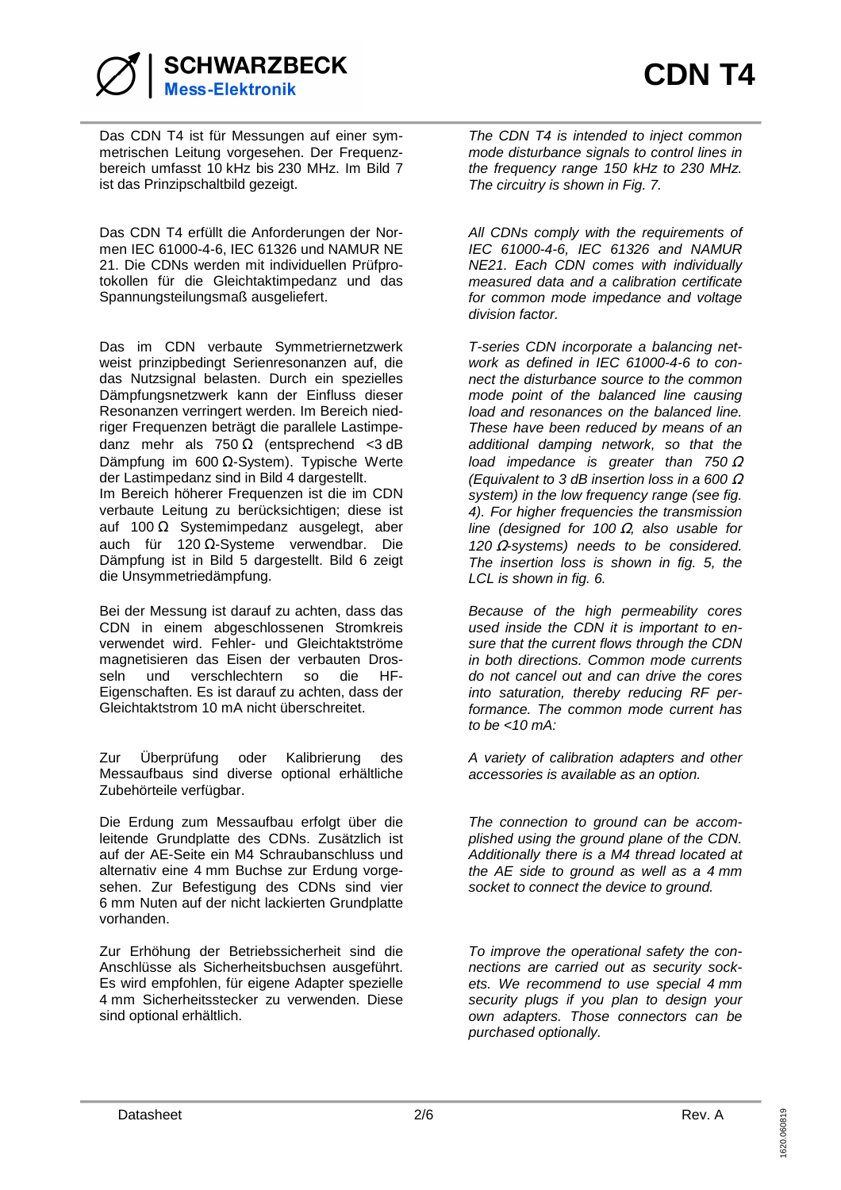Das CDN T4 ist für Messungen auf einer symmetrischen Leitung vorgesehen. Der Frequenzbereich umfasst 10 kHz bis 230 MHz. Im Bild 7 ist das Prinzipschaltbild gezeigt.

*The CDN T4 is intended to inject common mode disturbance signals to control lines in the frequency range 150 kHz to 230 MHz. The circuitry is shown in Fig. 7.*

Das CDN T4 erfüllt die Anforderungen der Normen IEC 61000-4-6, IEC 61326 und NAMUR NE 21. Die CDNs werden mit individuellen Prüfprotokollen für die Gleichtaktimpedanz und das Spannungsteilungsmaß ausgeliefert.

*All CDNs comply with the requirements of IEC 61000-4-6, IEC 61326 and NAMUR NE21. Each CDN comes with individually measured data and a calibration certificate for common mode impedance and voltage division factor.*

Das im CDN verbaute Symmetriernetzwerk weist prinzipbedingt Serienresonanzen auf, die das Nutzsignal belasten. Durch ein spezielles Dämpfungsnetzwerk kann der Einfluss dieser Resonanzen verringert werden. Im Bereich niedriger Frequenzen beträgt die parallele Lastimpedanz mehr als 750 Ω (entsprechend <3 dB Dämpfung im 600 Ω-System). Typische Werte der Lastimpedanz sind in Bild 4 dargestellt.
Im Bereich höherer Frequenzen ist die im CDN verbaute Leitung zu berücksichtigen; diese ist auf 100 Ω Systemimpedanz ausgelegt, aber auch für 120 Ω-Systeme verwendbar. Die Dämpfung ist in Bild 5 dargestellt. Bild 6 zeigt die Unsymmetriedämpfung.

*T-series CDN incorporate a balancing network as defined in IEC 61000-4-6 to connect the disturbance source to the common mode point of the balanced line causing load and resonances on the balanced line. These have been reduced by means of an additional damping network, so that the load impedance is greater than 750 Ω (Equivalent to 3 dB insertion loss in a 600 Ω system) in the low frequency range (see fig. 4). For higher frequencies the transmission line (designed for 100 Ω, also usable for 120 Ω-systems) needs to be considered. The insertion loss is shown in fig. 5, the LCL is shown in fig. 6.*

Bei der Messung ist darauf zu achten, dass das CDN in einem abgeschlossenen Stromkreis verwendet wird. Fehler- und Gleichtaktströme magnetisieren das Eisen der verbauten Drosseln und verschlechtern so die HF-Eigenschaften. Es ist darauf zu achten, dass der Gleichtaktstrom 10 mA nicht überschreitet.

*Because of the high permeability cores used inside the CDN it is important to ensure that the current flows through the CDN in both directions. Common mode currents do not cancel out and can drive the cores into saturation, thereby reducing RF performance. The common mode current has to be <10 mA:*

Zur Überprüfung oder Kalibrierung des Messaufbaus sind diverse optional erhältliche Zubehörteile verfügbar.

*A variety of calibration adapters and other accessories is available as an option.*

Die Erdung zum Messaufbau erfolgt über die leitende Grundplatte des CDNs. Zusätzlich ist auf der AE-Seite ein M4 Schraubanschluss und alternativ eine 4 mm Buchse zur Erdung vorgesehen. Zur Befestigung des CDNs sind vier 6 mm Nuten auf der nicht lackierten Grundplatte vorhanden.

*The connection to ground can be accomplished using the ground plane of the CDN. Additionally there is a M4 thread located at the AE side to ground as well as a 4 mm socket to connect the device to ground.*

Zur Erhöhung der Betriebssicherheit sind die Anschlüsse als Sicherheitsbuchsen ausgeführt. Es wird empfohlen, für eigene Adapter spezielle 4 mm Sicherheitsstecker zu verwenden. Diese sind optional erhältlich.

*To improve the operational safety the connections are carried out as security sockets. We recommend to use special 4 mm security plugs if you plan to design your own adapters. Those connectors can be purchased optionally.*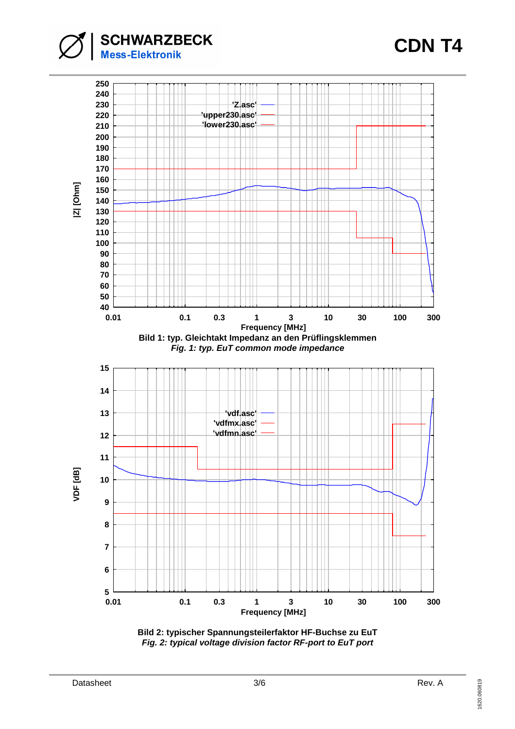Bild 1: typ. Gleichtakt Impedanz an den Prüflingsklemmen

*Fig. 1: typ. EuT common mode impedance*

Bild 2: typischer Spannungsteilerfaktor HF-Buchse zu EuT

*Fig. 2: typical voltage division factor RF-port to EuT port*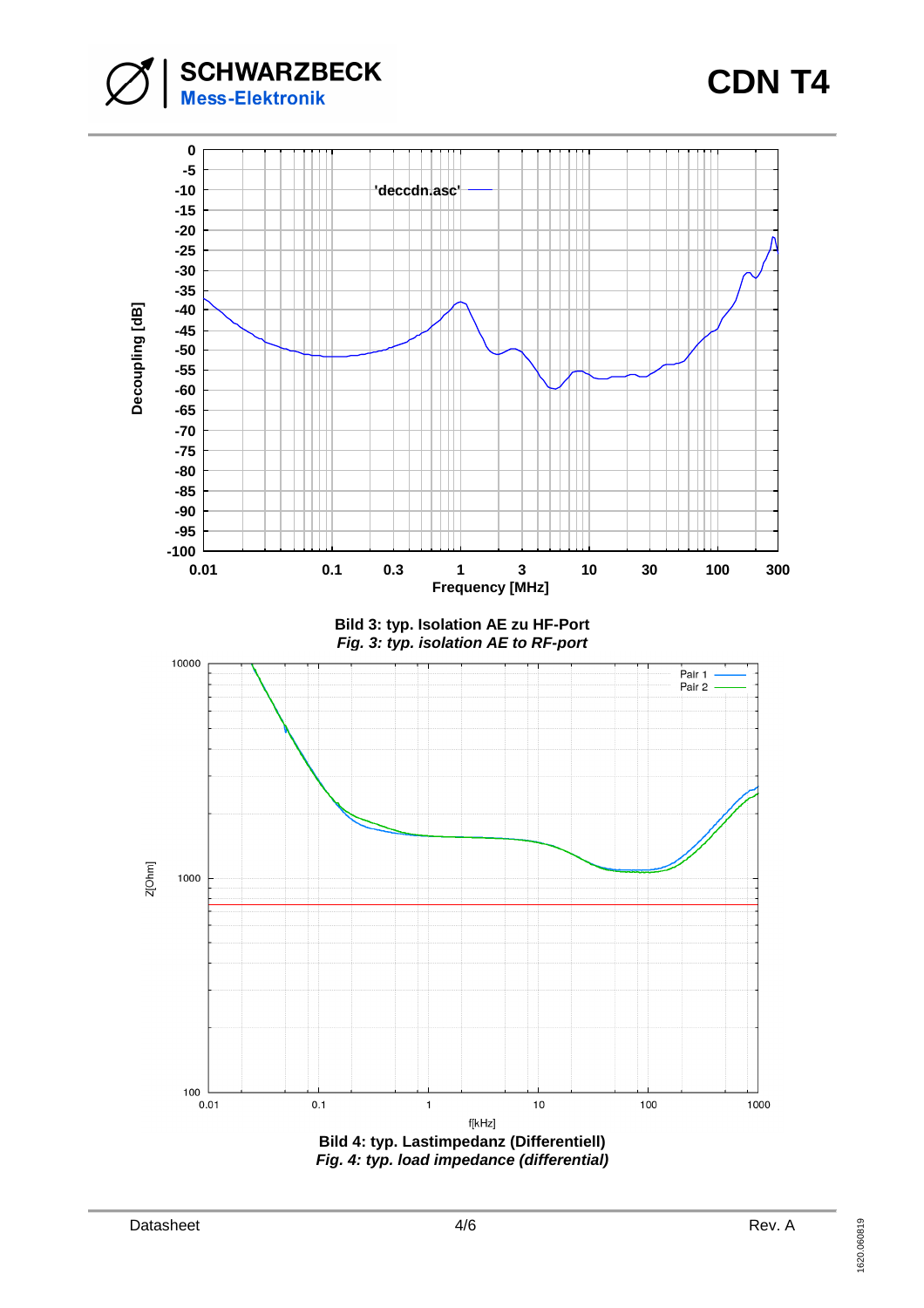Bild 3: typ. Isolation AE zu HF-Port

*Fig. 3: typ. isolation AE to RF-port*

Bild 4: typ. Lastimpedanz (Differentiell)

*Fig. 4: typ. load impedance (differential)*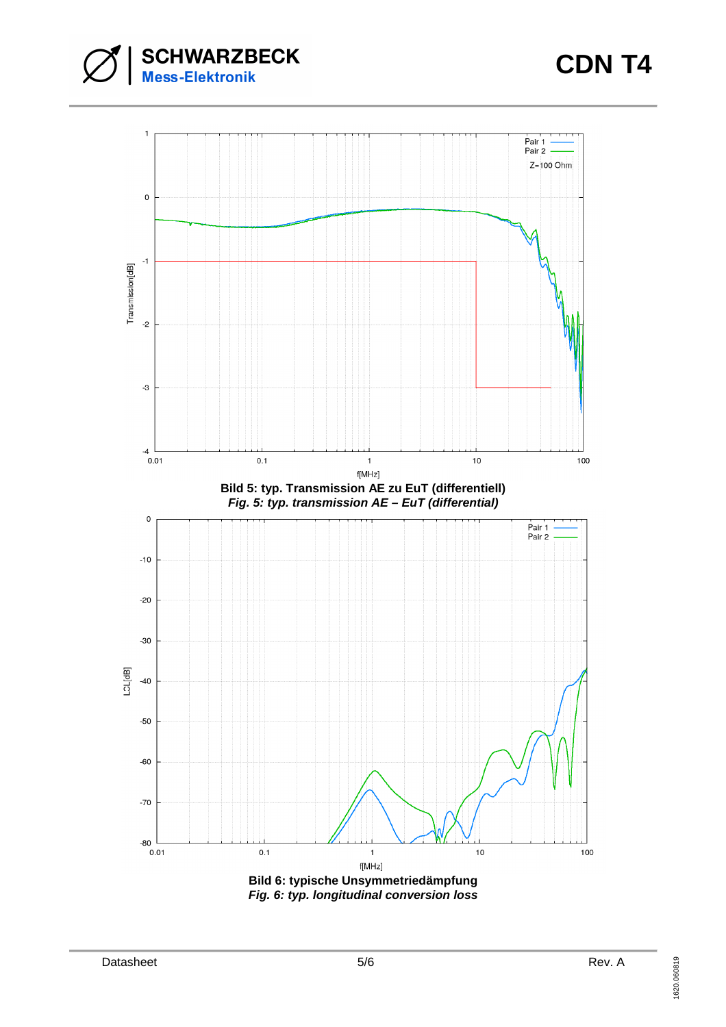**Bild 5: typ. Transmission AE zu EuT (differentiell)**

***Fig. 5: typ. transmission AE – EuT (differential)***

**Bild 6: typische Unsymmetriedämpfung**

***Fig. 6: typ. longitudinal conversion loss***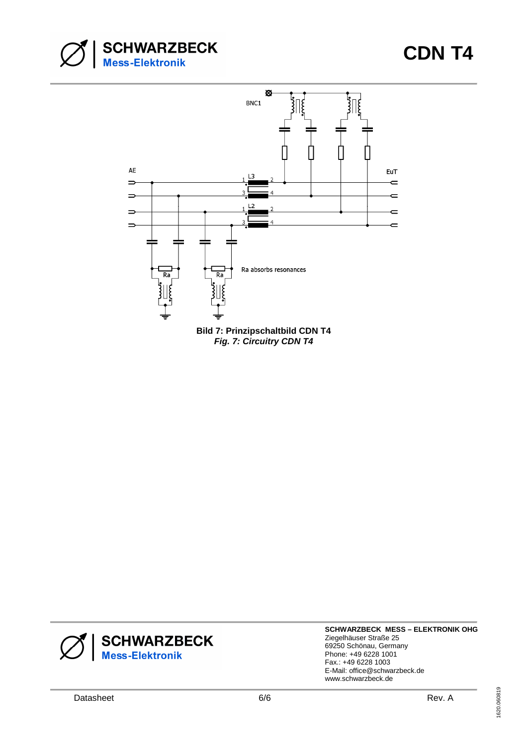BNC1

AE

EuT

L3

L2

Ra

Ra

Ra absorbs resonances

**Bild 7: Prinzipschaltbild CDN T4**

***Fig. 7: Circuitry CDN T4***

**SCHWARZBECK MESS – ELEKTRONIK OHG**
Ziegelhäuser Straße 25
69250 Schönau, Germany
Phone: +49 6228 1001
Fax.: +49 6228 1003
E-Mail: office@schwarzbeck.de
www.schwarzbeck.de